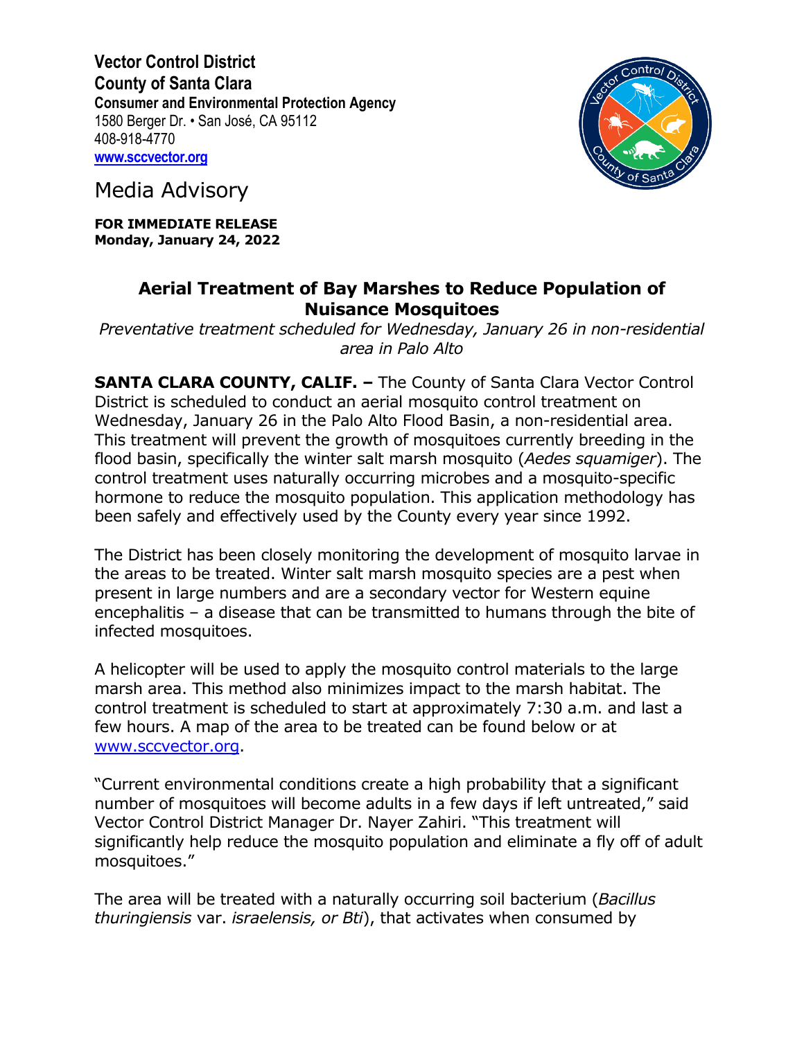**Vector Control District**
**County of Santa Clara**
**Consumer and Environmental Protection Agency**
1580 Berger Dr. • San José, CA 95112
408-918-4770
**www.sccvector.org**

Media Advisory

**FOR IMMEDIATE RELEASE**
**Monday, January 24, 2022**

## Aerial Treatment of Bay Marshes to Reduce Population of Nuisance Mosquitoes

*Preventative treatment scheduled for Wednesday, January 26 in non-residential area in Palo Alto*

**SANTA CLARA COUNTY, CALIF. –** The County of Santa Clara Vector Control District is scheduled to conduct an aerial mosquito control treatment on Wednesday, January 26 in the Palo Alto Flood Basin, a non-residential area. This treatment will prevent the growth of mosquitoes currently breeding in the flood basin, specifically the winter salt marsh mosquito (*Aedes squamiger*). The control treatment uses naturally occurring microbes and a mosquito-specific hormone to reduce the mosquito population. This application methodology has been safely and effectively used by the County every year since 1992.

The District has been closely monitoring the development of mosquito larvae in the areas to be treated. Winter salt marsh mosquito species are a pest when present in large numbers and are a secondary vector for Western equine encephalitis – a disease that can be transmitted to humans through the bite of infected mosquitoes.

A helicopter will be used to apply the mosquito control materials to the large marsh area. This method also minimizes impact to the marsh habitat. The control treatment is scheduled to start at approximately 7:30 a.m. and last a few hours. A map of the area to be treated can be found below or at www.sccvector.org.

"Current environmental conditions create a high probability that a significant number of mosquitoes will become adults in a few days if left untreated," said Vector Control District Manager Dr. Nayer Zahiri. "This treatment will significantly help reduce the mosquito population and eliminate a fly off of adult mosquitoes."

The area will be treated with a naturally occurring soil bacterium (*Bacillus thuringiensis* var. *israelensis, or Bti*), that activates when consumed by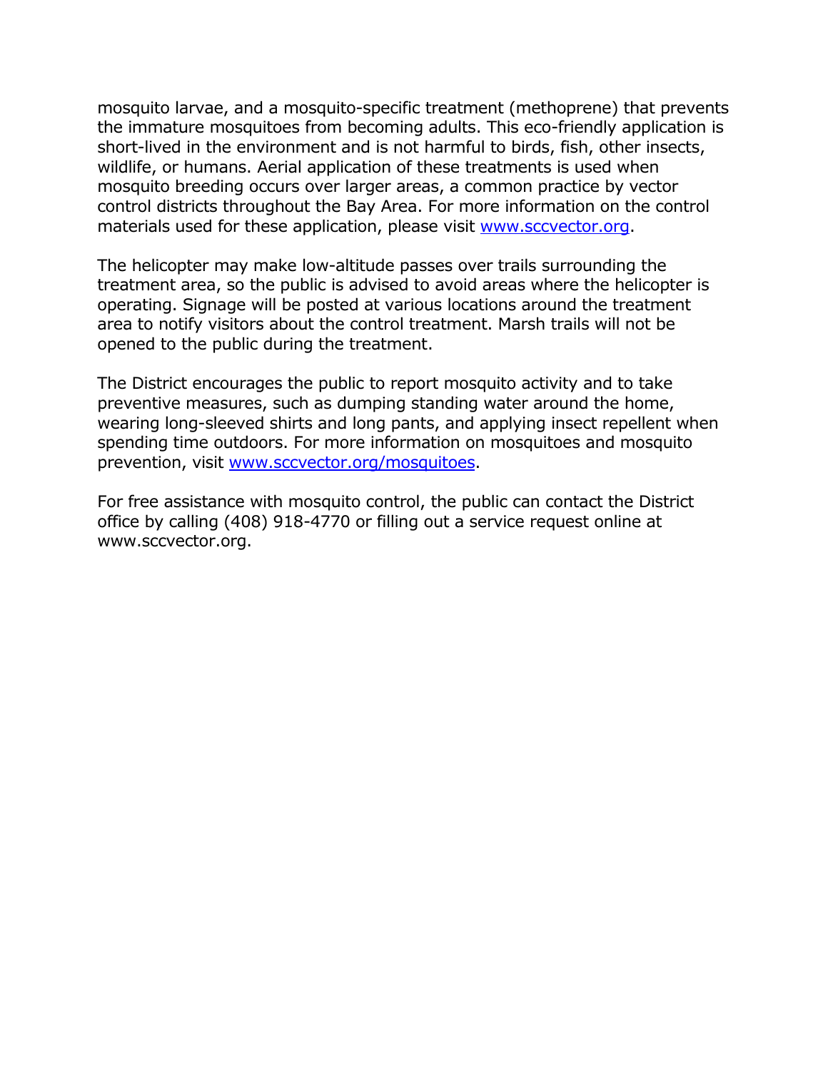mosquito larvae, and a mosquito-specific treatment (methoprene) that prevents the immature mosquitoes from becoming adults. This eco-friendly application is short-lived in the environment and is not harmful to birds, fish, other insects, wildlife, or humans. Aerial application of these treatments is used when mosquito breeding occurs over larger areas, a common practice by vector control districts throughout the Bay Area. For more information on the control materials used for these application, please visit [www.sccvector.org](http://www.sccvector.org).

The helicopter may make low-altitude passes over trails surrounding the treatment area, so the public is advised to avoid areas where the helicopter is operating. Signage will be posted at various locations around the treatment area to notify visitors about the control treatment. Marsh trails will not be opened to the public during the treatment.

The District encourages the public to report mosquito activity and to take preventive measures, such as dumping standing water around the home, wearing long-sleeved shirts and long pants, and applying insect repellent when spending time outdoors. For more information on mosquitoes and mosquito prevention, visit [www.sccvector.org/mosquitoes](http://www.sccvector.org/mosquitoes).

For free assistance with mosquito control, the public can contact the District office by calling (408) 918-4770 or filling out a service request online at www.sccvector.org.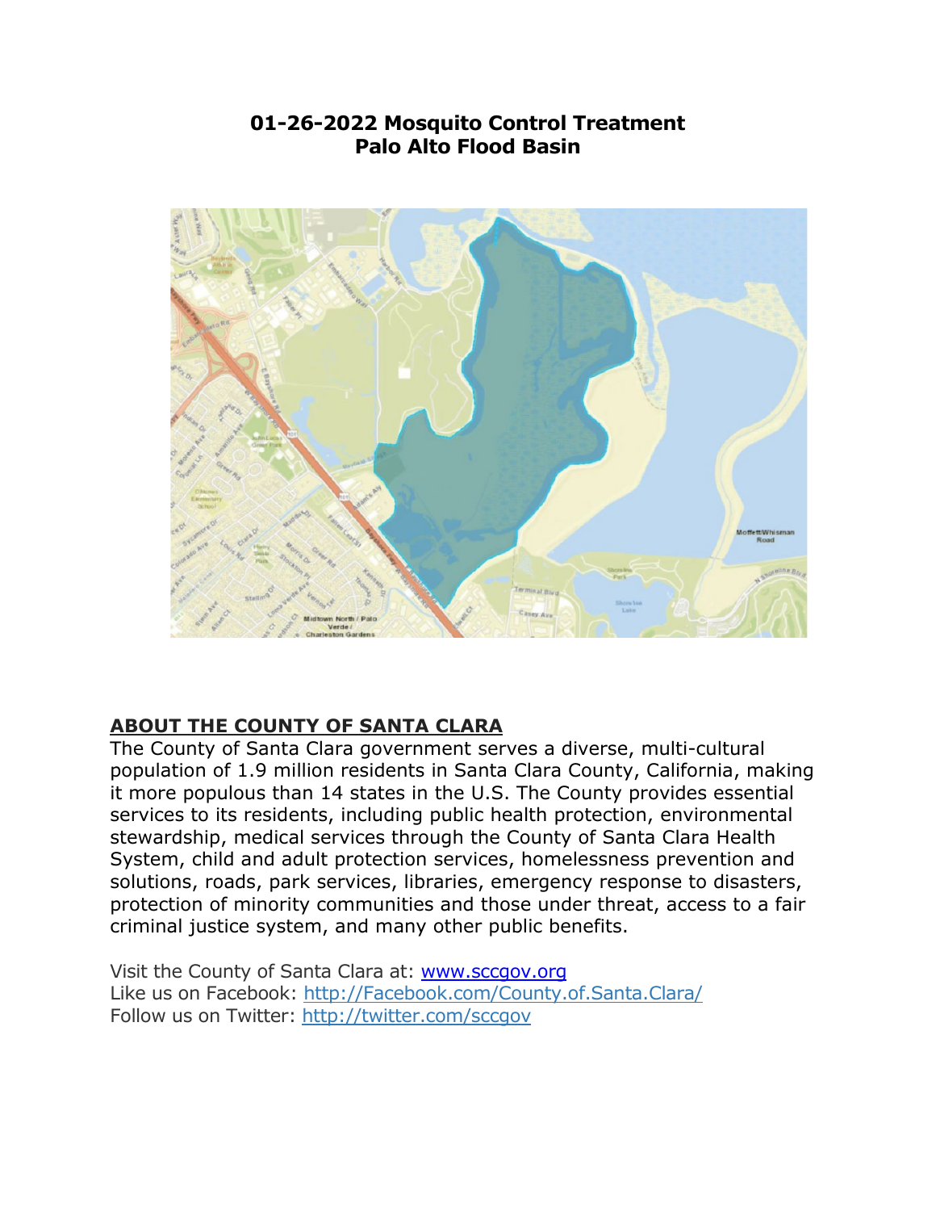**01-26-2022 Mosquito Control Treatment**
**Palo Alto Flood Basin**

## ABOUT THE COUNTY OF SANTA CLARA

The County of Santa Clara government serves a diverse, multi-cultural population of 1.9 million residents in Santa Clara County, California, making it more populous than 14 states in the U.S. The County provides essential services to its residents, including public health protection, environmental stewardship, medical services through the County of Santa Clara Health System, child and adult protection services, homelessness prevention and solutions, roads, park services, libraries, emergency response to disasters, protection of minority communities and those under threat, access to a fair criminal justice system, and many other public benefits.

Visit the County of Santa Clara at: www.sccgov.org
Like us on Facebook: http://Facebook.com/County.of.Santa.Clara/
Follow us on Twitter: http://twitter.com/sccgov